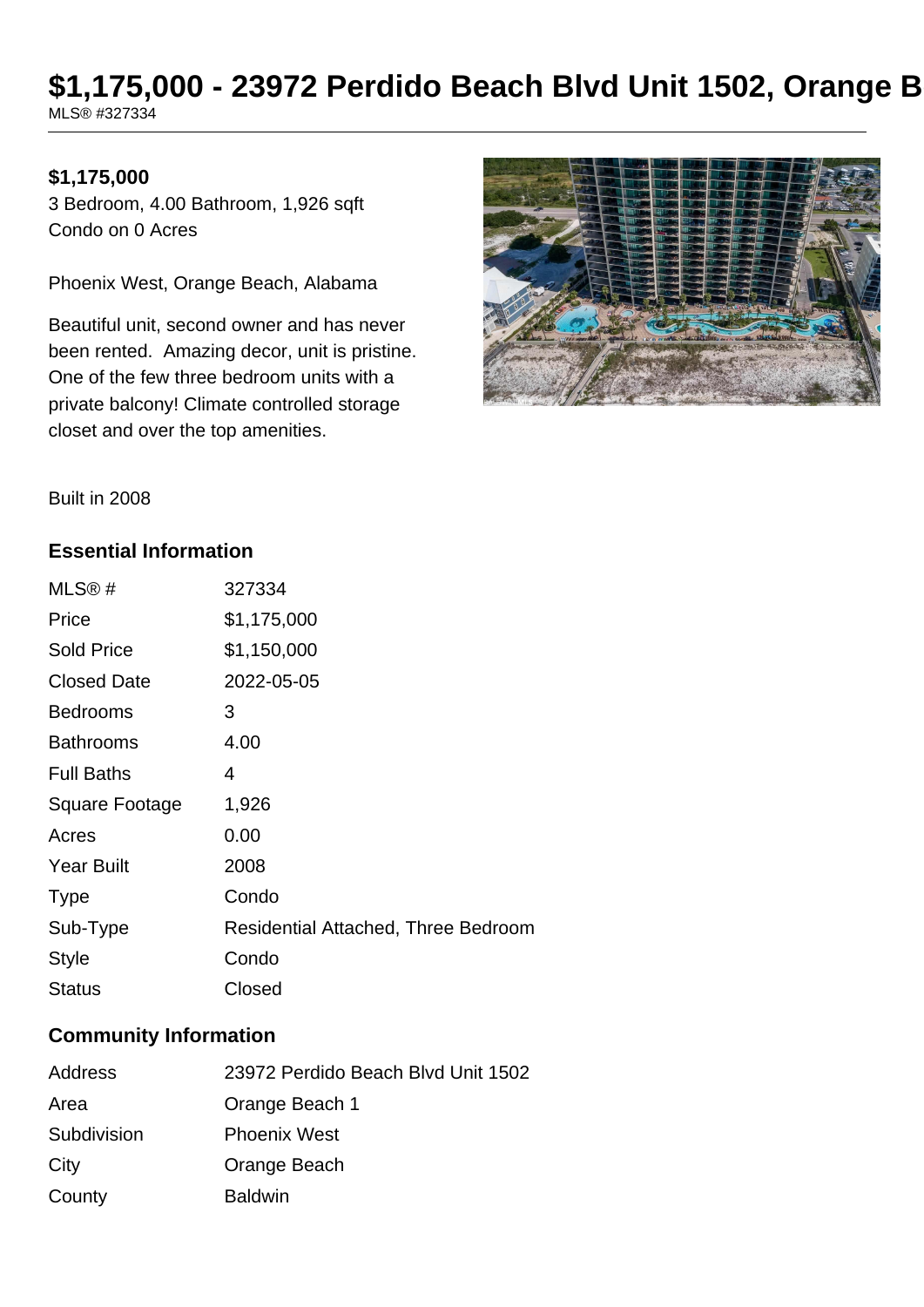# $1,175,000 - 23972 Perdido Beach Blvd Unit 1502, Orange B

MLS® #327334

**$1,175,000**

3 Bedroom, 4.00 Bathroom, 1,926 sqft
Condo on 0 Acres

Phoenix West, Orange Beach, Alabama

Beautiful unit, second owner and has never been rented. Amazing decor, unit is pristine. One of the few three bedroom units with a private balcony! Climate controlled storage closet and over the top amenities.

Built in 2008

## Essential Information

| | |
|---|---|
| MLS® # | 327334 |
| Price | $1,175,000 |
| Sold Price | $1,150,000 |
| Closed Date | 2022-05-05 |
| Bedrooms | 3 |
| Bathrooms | 4.00 |
| Full Baths | 4 |
| Square Footage | 1,926 |
| Acres | 0.00 |
| Year Built | 2008 |
| Type | Condo |
| Sub-Type | Residential Attached, Three Bedroom |
| Style | Condo |
| Status | Closed |

## Community Information

| | |
|---|---|
| Address | 23972 Perdido Beach Blvd Unit 1502 |
| Area | Orange Beach 1 |
| Subdivision | Phoenix West |
| City | Orange Beach |
| County | Baldwin |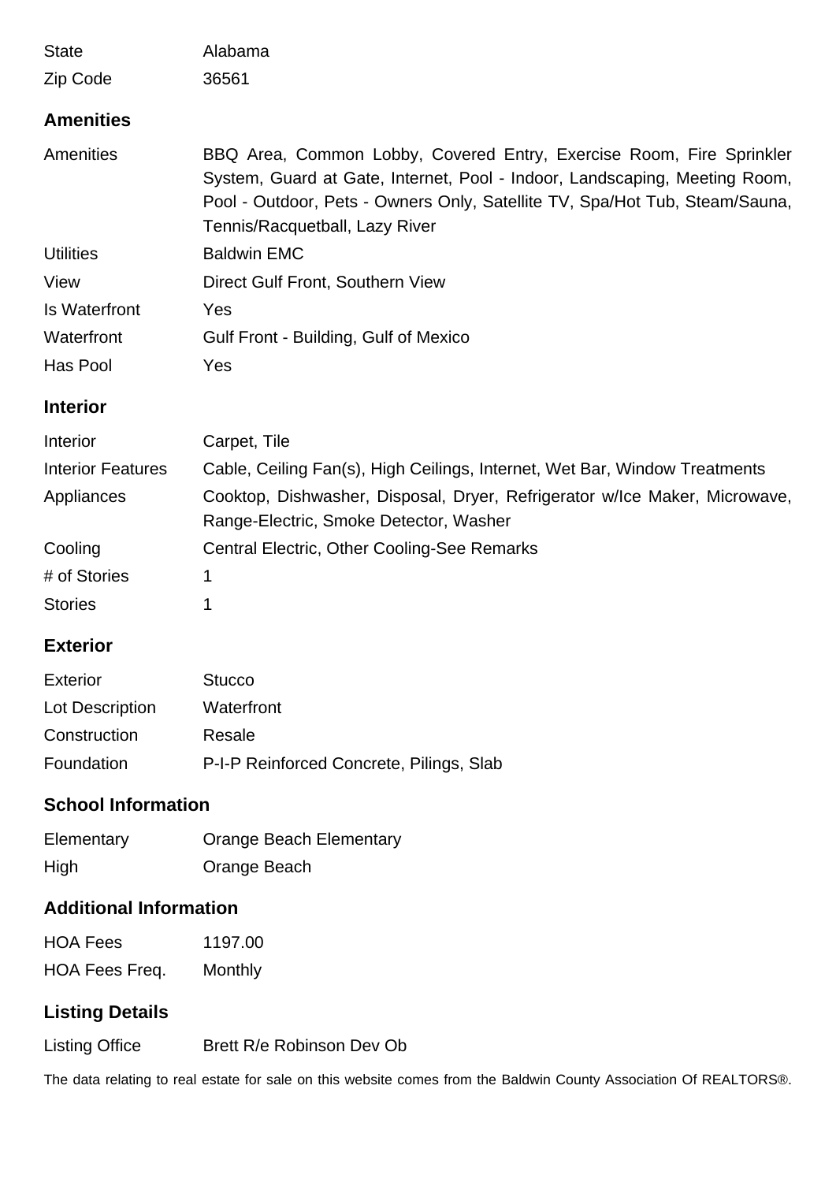| | |
|---|---|
| State | Alabama |
| Zip Code | 36561 |

## Amenities

| | |
|---|---|
| Amenities | BBQ Area, Common Lobby, Covered Entry, Exercise Room, Fire Sprinkler System, Guard at Gate, Internet, Pool - Indoor, Landscaping, Meeting Room, Pool - Outdoor, Pets - Owners Only, Satellite TV, Spa/Hot Tub, Steam/Sauna, Tennis/Racquetball, Lazy River |
| Utilities | Baldwin EMC |
| View | Direct Gulf Front, Southern View |
| Is Waterfront | Yes |
| Waterfront | Gulf Front - Building, Gulf of Mexico |
| Has Pool | Yes |

## Interior

| | |
|---|---|
| Interior | Carpet, Tile |
| Interior Features | Cable, Ceiling Fan(s), High Ceilings, Internet, Wet Bar, Window Treatments |
| Appliances | Cooktop, Dishwasher, Disposal, Dryer, Refrigerator w/Ice Maker, Microwave, Range-Electric, Smoke Detector, Washer |
| Cooling | Central Electric, Other Cooling-See Remarks |
| # of Stories | 1 |
| Stories | 1 |

## Exterior

| | |
|---|---|
| Exterior | Stucco |
| Lot Description | Waterfront |
| Construction | Resale |
| Foundation | P-I-P Reinforced Concrete, Pilings, Slab |

## School Information

| | |
|---|---|
| Elementary | Orange Beach Elementary |
| High | Orange Beach |

## Additional Information

| | |
|---|---|
| HOA Fees | 1197.00 |
| HOA Fees Freq. | Monthly |

## Listing Details

| | |
|---|---|
| Listing Office | Brett R/e Robinson Dev Ob |

The data relating to real estate for sale on this website comes from the Baldwin County Association Of REALTORS®.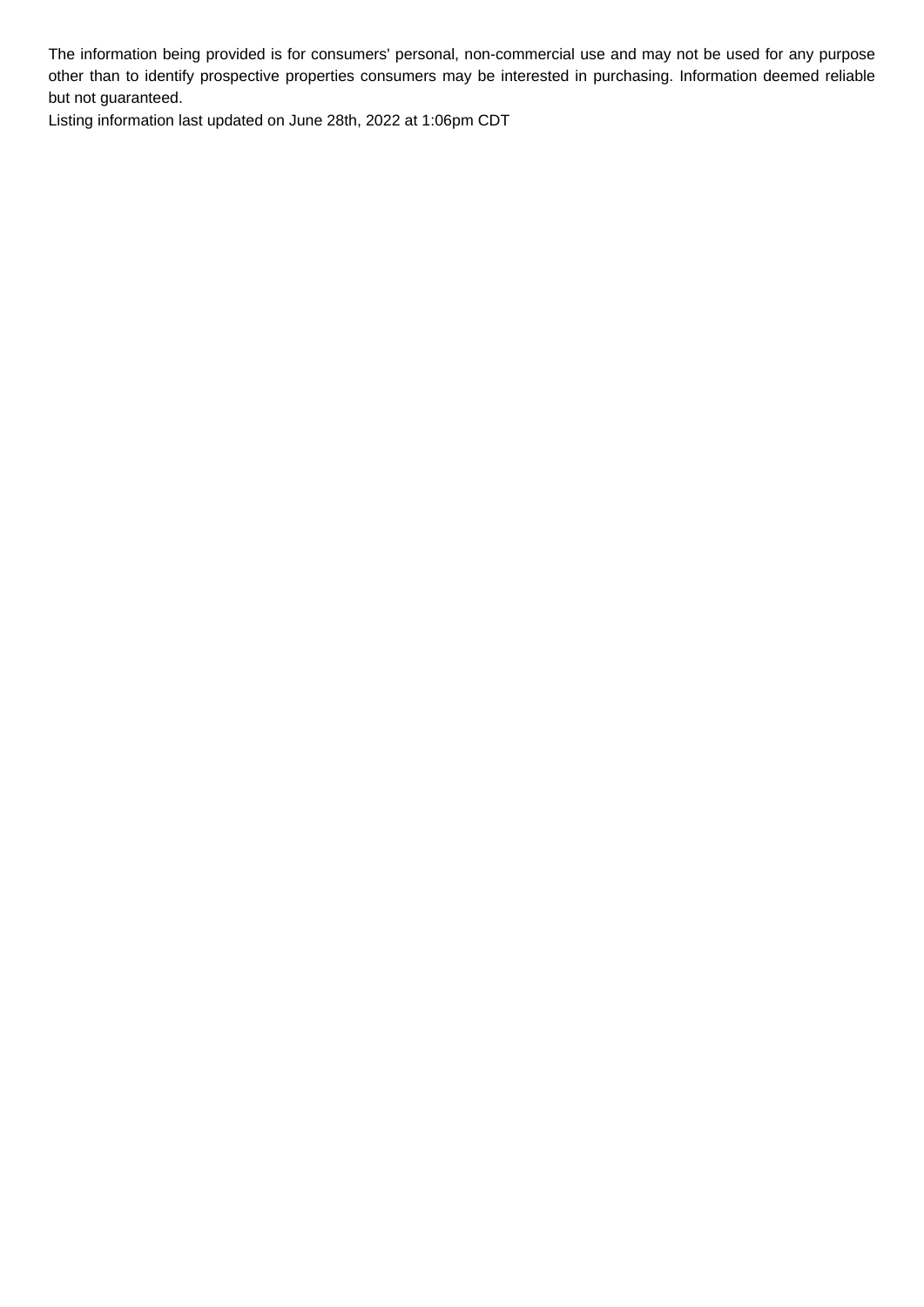The information being provided is for consumers' personal, non-commercial use and may not be used for any purpose other than to identify prospective properties consumers may be interested in purchasing. Information deemed reliable but not guaranteed.

Listing information last updated on June 28th, 2022 at 1:06pm CDT